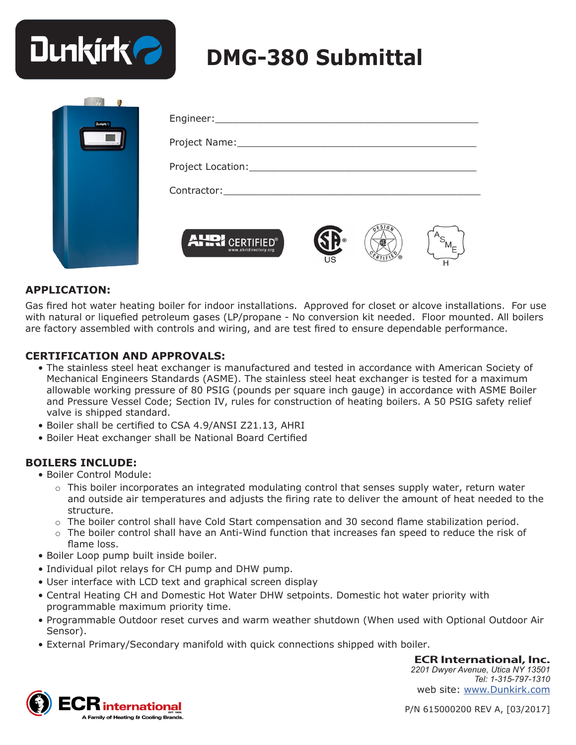# DMG-380 Submittal

Engineer:\_\_\_\_\_\_\_\_\_\_\_\_\_\_\_\_\_\_\_\_\_\_\_\_\_\_\_\_\_\_\_\_\_\_\_\_\_\_\_\_\_\_\_\_

Project Name:\_\_\_\_\_\_\_\_\_\_\_\_\_\_\_\_\_\_\_\_\_\_\_\_\_\_\_\_\_\_\_\_\_\_\_\_\_\_\_\_\_

Project Location:\_\_\_\_\_\_\_\_\_\_\_\_\_\_\_\_\_\_\_\_\_\_\_\_\_\_\_\_\_\_\_\_\_\_\_\_\_\_\_

Contractor:\_\_\_\_\_\_\_\_\_\_\_\_\_\_\_\_\_\_\_\_\_\_\_\_\_\_\_\_\_\_\_\_\_\_\_\_\_\_\_\_\_\_\_\_\_

## APPLICATION:

Gas fired hot water heating boiler for indoor installations. Approved for closet or alcove installations. For use with natural or liquefied petroleum gases (LP/propane - No conversion kit needed. Floor mounted. All boilers are factory assembled with controls and wiring, and are test fired to ensure dependable performance.

## CERTIFICATION AND APPROVALS:

- The stainless steel heat exchanger is manufactured and tested in accordance with American Society of Mechanical Engineers Standards (ASME). The stainless steel heat exchanger is tested for a maximum allowable working pressure of 80 PSIG (pounds per square inch gauge) in accordance with ASME Boiler and Pressure Vessel Code; Section IV, rules for construction of heating boilers. A 50 PSIG safety relief valve is shipped standard.
- Boiler shall be certified to CSA 4.9/ANSI Z21.13, AHRI
- Boiler Heat exchanger shall be National Board Certified

## BOILERS INCLUDE:

- Boiler Control Module:
  - This boiler incorporates an integrated modulating control that senses supply water, return water and outside air temperatures and adjusts the firing rate to deliver the amount of heat needed to the structure.
  - The boiler control shall have Cold Start compensation and 30 second flame stabilization period.
  - The boiler control shall have an Anti-Wind function that increases fan speed to reduce the risk of flame loss.
- Boiler Loop pump built inside boiler.
- Individual pilot relays for CH pump and DHW pump.
- User interface with LCD text and graphical screen display
- Central Heating CH and Domestic Hot Water DHW setpoints. Domestic hot water priority with programmable maximum priority time.
- Programmable Outdoor reset curves and warm weather shutdown (When used with Optional Outdoor Air Sensor).
- External Primary/Secondary manifold with quick connections shipped with boiler.

**ECR International, Inc.**
*2201 Dwyer Avenue, Utica NY 13501*
*Tel: 1-315-797-1310*
web site: www.Dunkirk.com

P/N 615000200 REV A, [03/2017]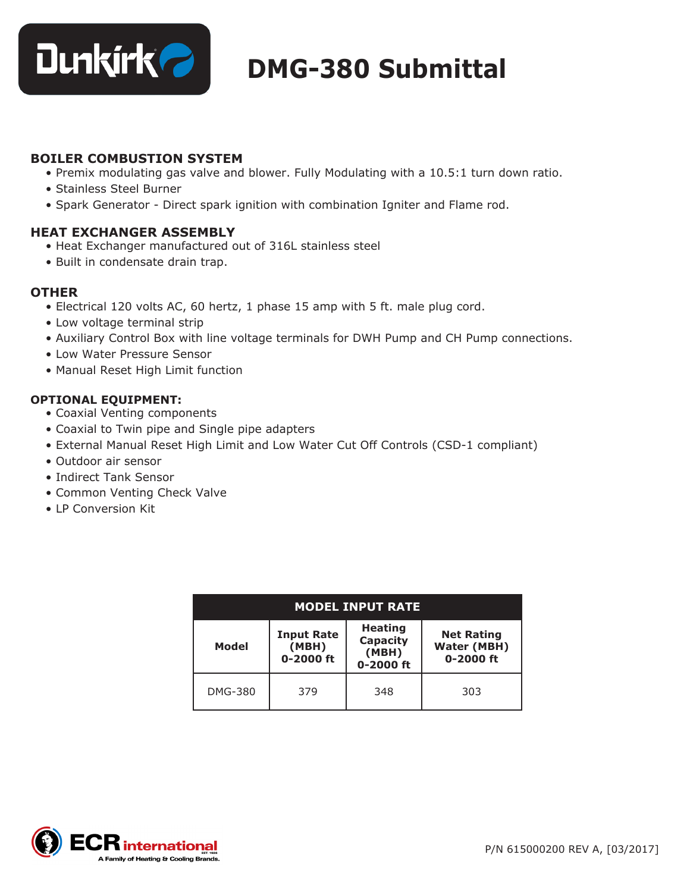# DMG-380 Submittal

### BOILER COMBUSTION SYSTEM

- Premix modulating gas valve and blower. Fully Modulating with a 10.5:1 turn down ratio.
- Stainless Steel Burner
- Spark Generator - Direct spark ignition with combination Igniter and Flame rod.

### HEAT EXCHANGER ASSEMBLY

- Heat Exchanger manufactured out of 316L stainless steel
- Built in condensate drain trap.

### OTHER

- Electrical 120 volts AC, 60 hertz, 1 phase 15 amp with 5 ft. male plug cord.
- Low voltage terminal strip
- Auxiliary Control Box with line voltage terminals for DWH Pump and CH Pump connections.
- Low Water Pressure Sensor
- Manual Reset High Limit function

### OPTIONAL EQUIPMENT:

- Coaxial Venting components
- Coaxial to Twin pipe and Single pipe adapters
- External Manual Reset High Limit and Low Water Cut Off Controls (CSD-1 compliant)
- Outdoor air sensor
- Indirect Tank Sensor
- Common Venting Check Valve
- LP Conversion Kit

| MODEL INPUT RATE | | | |
|---|---|---|---|
| **Model** | **Input Rate (MBH) 0-2000 ft** | **Heating Capacity (MBH) 0-2000 ft** | **Net Rating Water (MBH) 0-2000 ft** |
| DMG-380 | 379 | 348 | 303 |

P/N 615000200 REV A, [03/2017]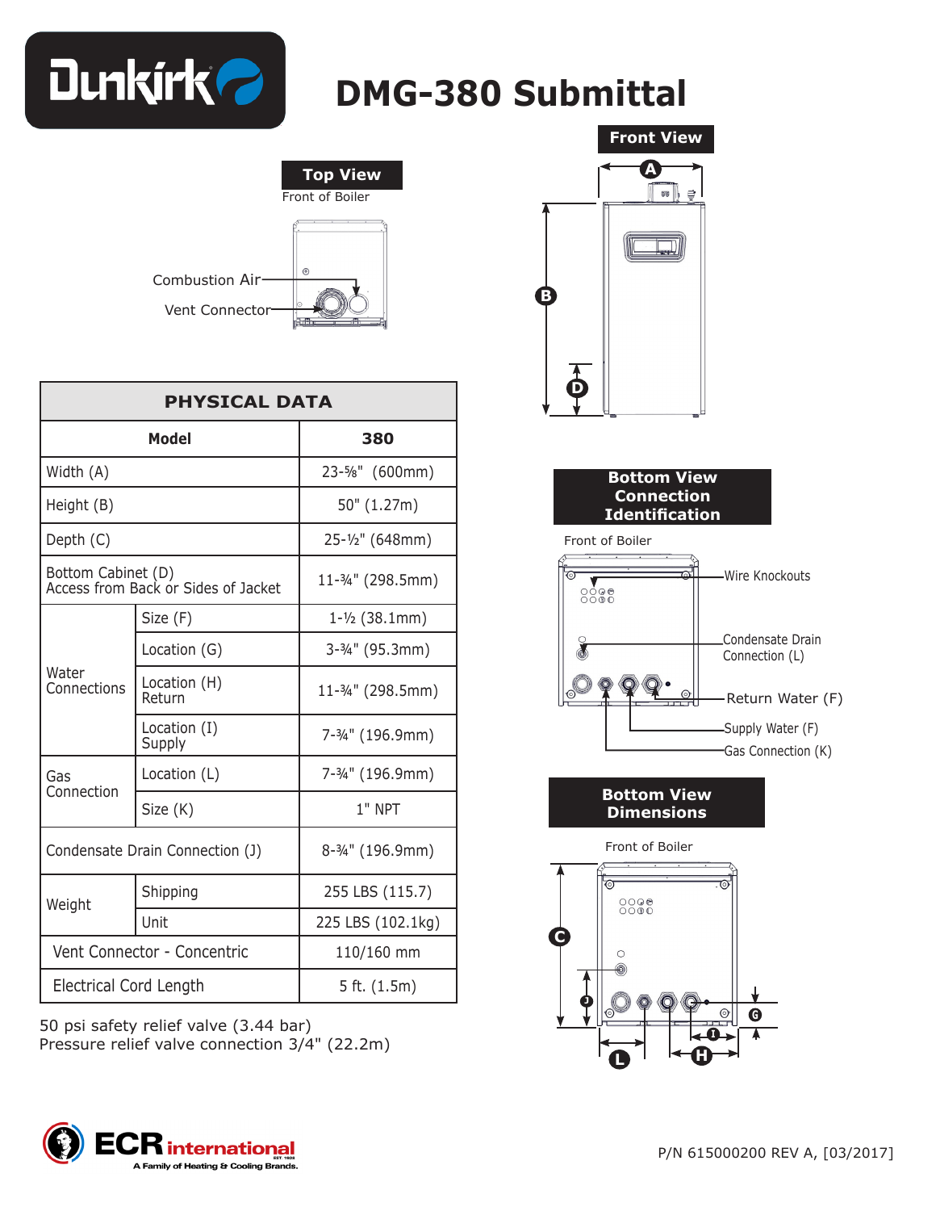# DMG-380 Submittal

### Top View

Front of Boiler

Combustion Air

Vent Connector

### Front View

### Bottom View Connection Identification

Front of Boiler

Wire Knockouts

Condensate Drain Connection (L)

Return Water (F)

Supply Water (F)

Gas Connection (K)

### Bottom View Dimensions

Front of Boiler

| PHYSICAL DATA | | |
|---|---|---|
| **Model** | | **380** |
| Width (A) | | 23-⅝" (600mm) |
| Height (B) | | 50" (1.27m) |
| Depth (C) | | 25-½" (648mm) |
| Bottom Cabinet (D) Access from Back or Sides of Jacket | | 11-¾" (298.5mm) |
| Water Connections | Size (F) | 1-½ (38.1mm) |
| | Location (G) | 3-¾" (95.3mm) |
| | Location (H) Return | 11-¾" (298.5mm) |
| | Location (I) Supply | 7-¾" (196.9mm) |
| Gas Connection | Location (L) | 7-¾" (196.9mm) |
| | Size (K) | 1" NPT |
| Condensate Drain Connection (J) | | 8-¾" (196.9mm) |
| Weight | Shipping | 255 LBS (115.7) |
| | Unit | 225 LBS (102.1kg) |
| Vent Connector - Concentric | | 110/160 mm |
| Electrical Cord Length | | 5 ft. (1.5m) |

50 psi safety relief valve (3.44 bar)
Pressure relief valve connection 3/4" (22.2m)

ECR international — A Family of Heating & Cooling Brands.

P/N 615000200 REV A, [03/2017]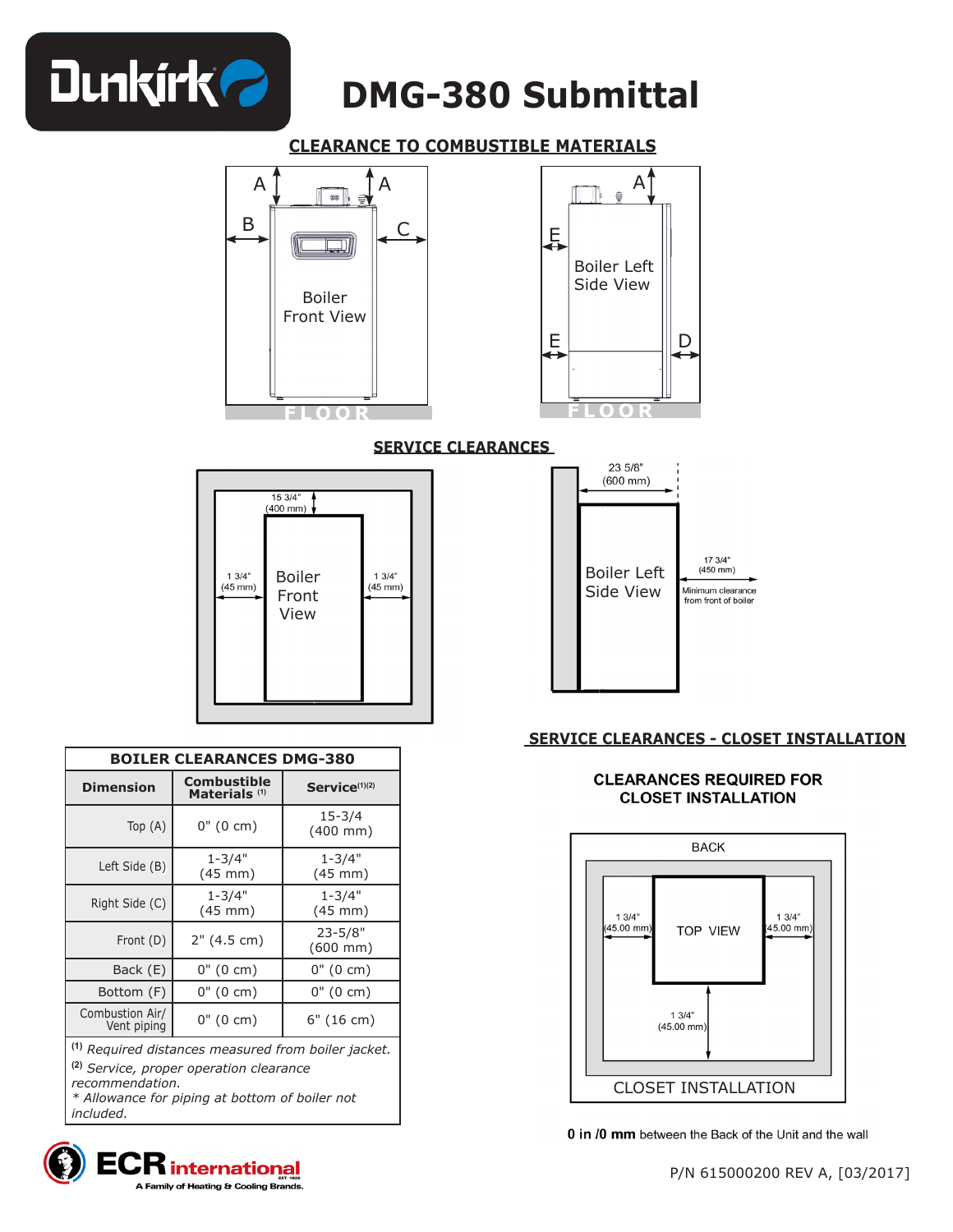# DMG-380 Submittal

## CLEARANCE TO COMBUSTIBLE MATERIALS

Boiler Front View

Boiler Left Side View

FLOOR

## SERVICE CLEARANCES

15 3/4" (400 mm)

1 3/4" (45 mm)

Boiler Front View

23 5/8" (600 mm)

Boiler Left Side View

17 3/4" (450 mm) Minimum clearance from front of boiler

| BOILER CLEARANCES DMG-380 | | |
|---|---|---|
| Dimension | Combustible Materials [1] | Service[1][2] |
| Top (A) | 0" (0 cm) | 15-3/4 (400 mm) |
| Left Side (B) | 1-3/4" (45 mm) | 1-3/4" (45 mm) |
| Right Side (C) | 1-3/4" (45 mm) | 1-3/4" (45 mm) |
| Front (D) | 2" (4.5 cm) | 23-5/8" (600 mm) |
| Back (E) | 0" (0 cm) | 0" (0 cm) |
| Bottom (F) | 0" (0 cm) | 0" (0 cm) |
| Combustion Air/ Vent piping | 0" (0 cm) | 6" (16 cm) |

[1] *Required distances measured from boiler jacket.*

[2] *Service, proper operation clearance recommendation.*

*\* Allowance for piping at bottom of boiler not included.*

## SERVICE CLEARANCES - CLOSET INSTALLATION

**CLEARANCES REQUIRED FOR CLOSET INSTALLATION**

BACK

1 3/4" (45.00 mm)

TOP VIEW

1 3/4" (45.00 mm)

1 3/4" (45.00 mm)

CLOSET INSTALLATION

**0 in /0 mm** between the Back of the Unit and the wall

P/N 615000200 REV A, [03/2017]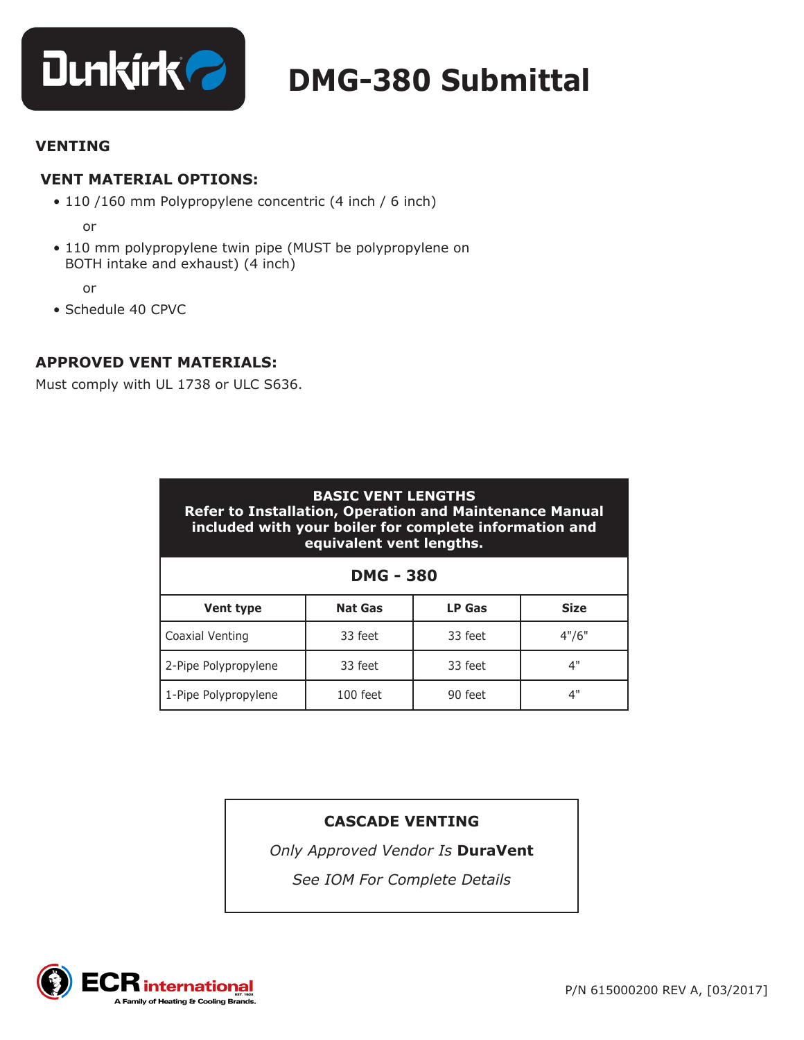# DMG-380 Submittal

## VENTING

### VENT MATERIAL OPTIONS:

- 110 /160 mm Polypropylene concentric (4 inch / 6 inch)

  or

- 110 mm polypropylene twin pipe (MUST be polypropylene on BOTH intake and exhaust) (4 inch)

  or

- Schedule 40 CPVC

### APPROVED VENT MATERIALS:

Must comply with UL 1738 or ULC S636.

**BASIC VENT LENGTHS**
**Refer to Installation, Operation and Maintenance Manual included with your boiler for complete information and equivalent vent lengths.**

**DMG - 380**

| Vent type | Nat Gas | LP Gas | Size |
|---|---|---|---|
| Coaxial Venting | 33 feet | 33 feet | 4"/6" |
| 2-Pipe Polypropylene | 33 feet | 33 feet | 4" |
| 1-Pipe Polypropylene | 100 feet | 90 feet | 4" |

**CASCADE VENTING**

*Only Approved Vendor Is* **DuraVent**

*See IOM For Complete Details*

P/N 615000200 REV A, [03/2017]